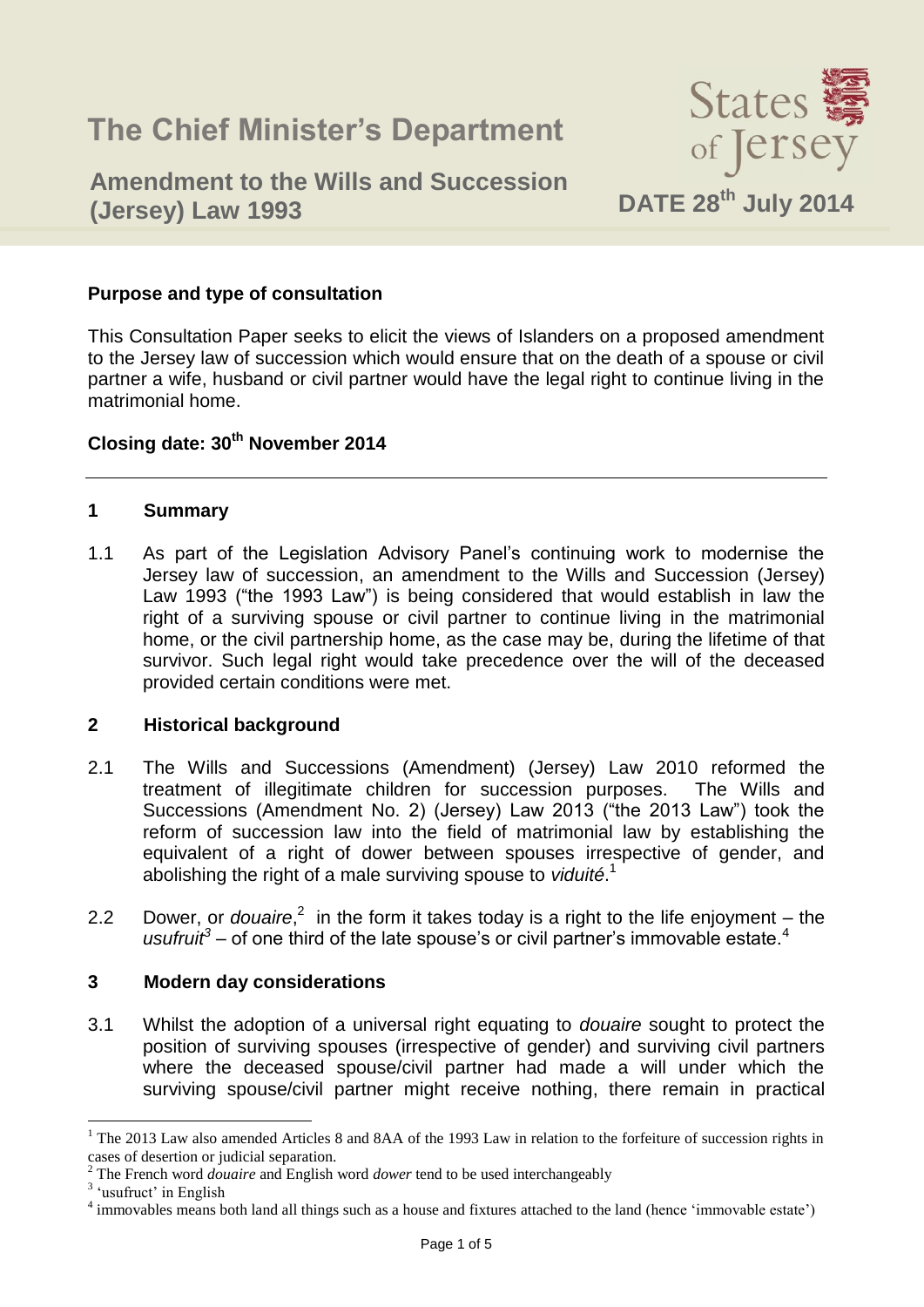# The Chief Minister's Department

## Amendment to the Wills and Succession (Jersey) Law 1993

States of Jersey

**DATE 28th July 2014**

**Purpose and type of consultation**

This Consultation Paper seeks to elicit the views of Islanders on a proposed amendment to the Jersey law of succession which would ensure that on the death of a spouse or civil partner a wife, husband or civil partner would have the legal right to continue living in the matrimonial home.

**Closing date: 30th November 2014**

---

### 1 Summary

1.1 As part of the Legislation Advisory Panel's continuing work to modernise the Jersey law of succession, an amendment to the Wills and Succession (Jersey) Law 1993 ("the 1993 Law") is being considered that would establish in law the right of a surviving spouse or civil partner to continue living in the matrimonial home, or the civil partnership home, as the case may be, during the lifetime of that survivor. Such legal right would take precedence over the will of the deceased provided certain conditions were met.

### 2 Historical background

2.1 The Wills and Successions (Amendment) (Jersey) Law 2010 reformed the treatment of illegitimate children for succession purposes. The Wills and Successions (Amendment No. 2) (Jersey) Law 2013 ("the 2013 Law") took the reform of succession law into the field of matrimonial law by establishing the equivalent of a right of dower between spouses irrespective of gender, and abolishing the right of a male surviving spouse to *viduité*.[1]

2.2 Dower, or *douaire*,[2] in the form it takes today is a right to the life enjoyment – the *usufruit*[3] – of one third of the late spouse's or civil partner's immovable estate.[4]

### 3 Modern day considerations

3.1 Whilst the adoption of a universal right equating to *douaire* sought to protect the position of surviving spouses (irrespective of gender) and surviving civil partners where the deceased spouse/civil partner had made a will under which the surviving spouse/civil partner might receive nothing, there remain in practical

---

[1] The 2013 Law also amended Articles 8 and 8AA of the 1993 Law in relation to the forfeiture of succession rights in cases of desertion or judicial separation.

[2] The French word *douaire* and English word *dower* tend to be used interchangeably

[3] 'usufruct' in English

[4] immovables means both land all things such as a house and fixtures attached to the land (hence 'immovable estate')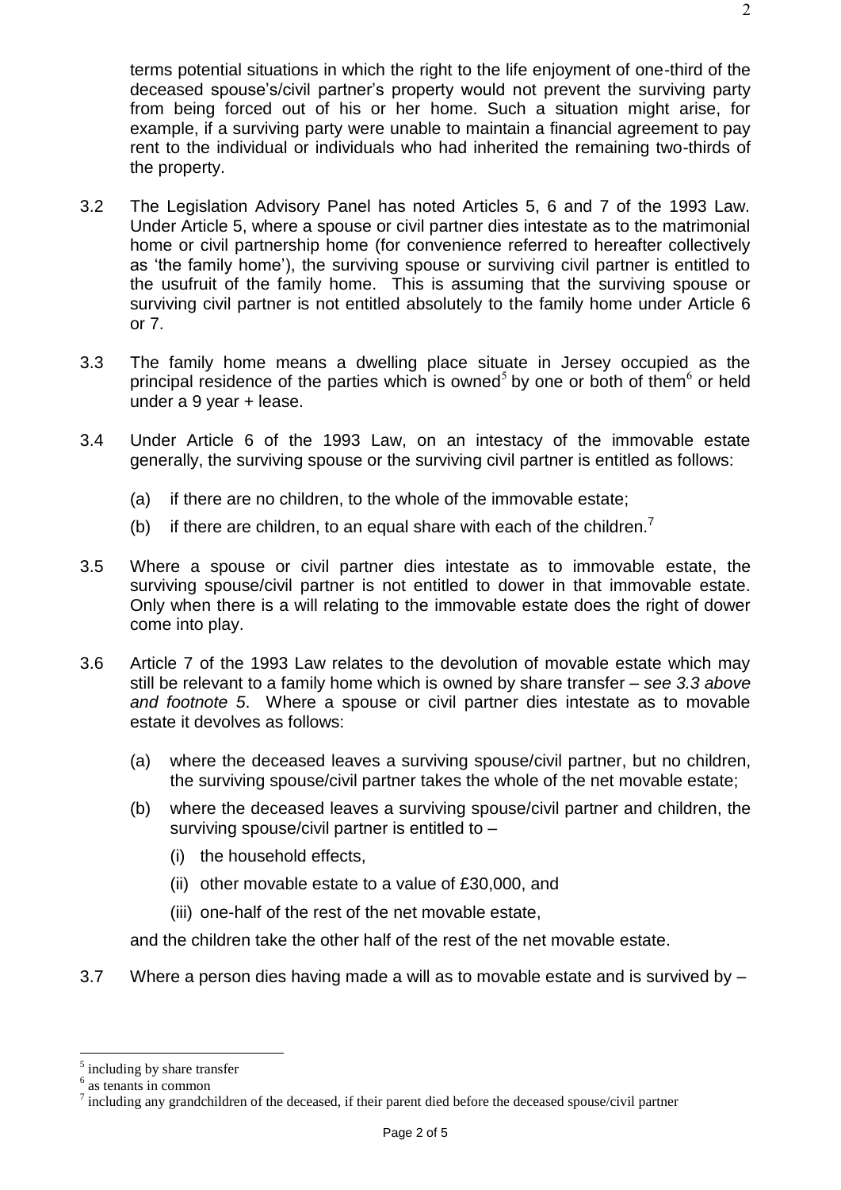terms potential situations in which the right to the life enjoyment of one-third of the deceased spouse's/civil partner's property would not prevent the surviving party from being forced out of his or her home. Such a situation might arise, for example, if a surviving party were unable to maintain a financial agreement to pay rent to the individual or individuals who had inherited the remaining two-thirds of the property.

3.2 The Legislation Advisory Panel has noted Articles 5, 6 and 7 of the 1993 Law. Under Article 5, where a spouse or civil partner dies intestate as to the matrimonial home or civil partnership home (for convenience referred to hereafter collectively as 'the family home'), the surviving spouse or surviving civil partner is entitled to the usufruit of the family home. This is assuming that the surviving spouse or surviving civil partner is not entitled absolutely to the family home under Article 6 or 7.

3.3 The family home means a dwelling place situate in Jersey occupied as the principal residence of the parties which is owned[5] by one or both of them[6] or held under a 9 year + lease.

3.4 Under Article 6 of the 1993 Law, on an intestacy of the immovable estate generally, the surviving spouse or the surviving civil partner is entitled as follows:

(a) if there are no children, to the whole of the immovable estate;

(b) if there are children, to an equal share with each of the children.[7]

3.5 Where a spouse or civil partner dies intestate as to immovable estate, the surviving spouse/civil partner is not entitled to dower in that immovable estate. Only when there is a will relating to the immovable estate does the right of dower come into play.

3.6 Article 7 of the 1993 Law relates to the devolution of movable estate which may still be relevant to a family home which is owned by share transfer – *see 3.3 above and footnote 5*. Where a spouse or civil partner dies intestate as to movable estate it devolves as follows:

(a) where the deceased leaves a surviving spouse/civil partner, but no children, the surviving spouse/civil partner takes the whole of the net movable estate;

(b) where the deceased leaves a surviving spouse/civil partner and children, the surviving spouse/civil partner is entitled to –

(i) the household effects,

(ii) other movable estate to a value of £30,000, and

(iii) one-half of the rest of the net movable estate,

and the children take the other half of the rest of the net movable estate.

3.7 Where a person dies having made a will as to movable estate and is survived by –

---

[5] including by share transfer

[6] as tenants in common

[7] including any grandchildren of the deceased, if their parent died before the deceased spouse/civil partner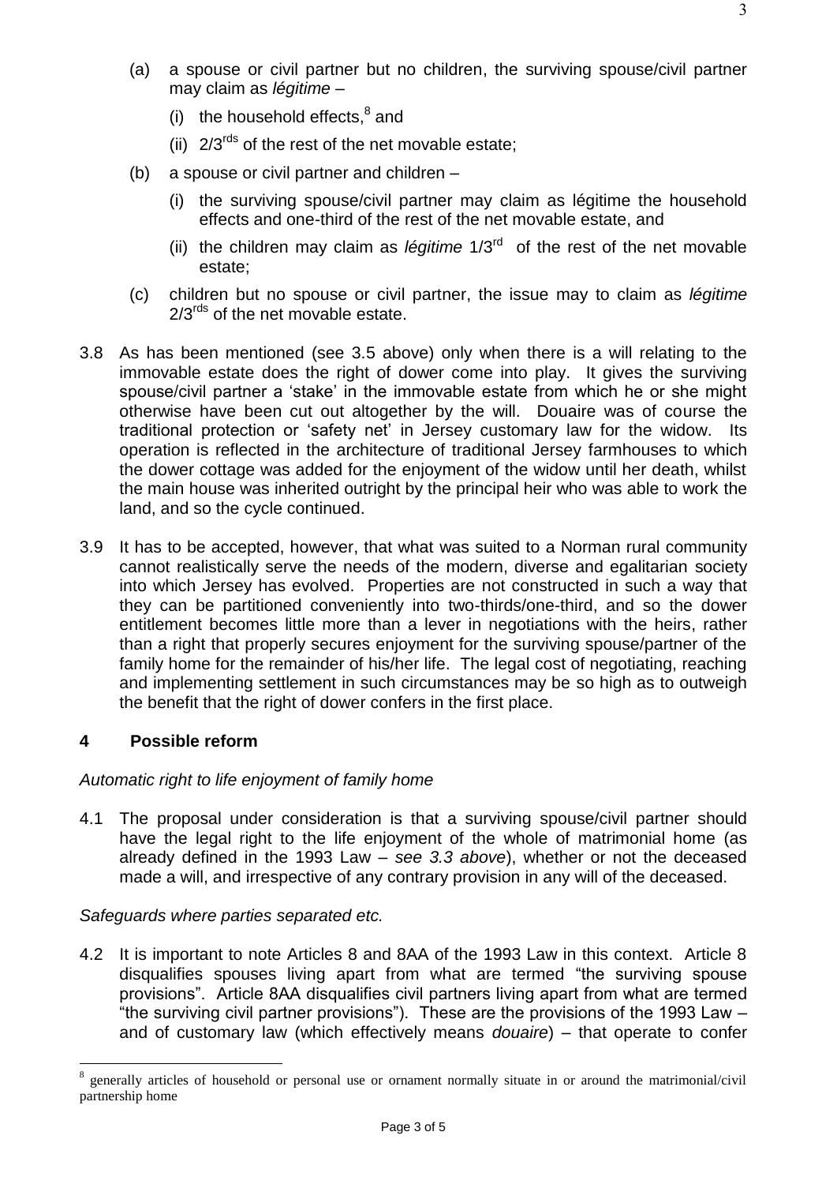(a) a spouse or civil partner but no children, the surviving spouse/civil partner may claim as *légitime* –

   (i) the household effects,[8] and

   (ii) 2/3[rds] of the rest of the net movable estate;

(b) a spouse or civil partner and children –

   (i) the surviving spouse/civil partner may claim as légitime the household effects and one-third of the rest of the net movable estate, and

   (ii) the children may claim as *légitime* 1/3[rd] of the rest of the net movable estate;

(c) children but no spouse or civil partner, the issue may to claim as *légitime* 2/3[rds] of the net movable estate.

3.8 As has been mentioned (see 3.5 above) only when there is a will relating to the immovable estate does the right of dower come into play. It gives the surviving spouse/civil partner a 'stake' in the immovable estate from which he or she might otherwise have been cut out altogether by the will. Douaire was of course the traditional protection or 'safety net' in Jersey customary law for the widow. Its operation is reflected in the architecture of traditional Jersey farmhouses to which the dower cottage was added for the enjoyment of the widow until her death, whilst the main house was inherited outright by the principal heir who was able to work the land, and so the cycle continued.

3.9 It has to be accepted, however, that what was suited to a Norman rural community cannot realistically serve the needs of the modern, diverse and egalitarian society into which Jersey has evolved. Properties are not constructed in such a way that they can be partitioned conveniently into two-thirds/one-third, and so the dower entitlement becomes little more than a lever in negotiations with the heirs, rather than a right that properly secures enjoyment for the surviving spouse/partner of the family home for the remainder of his/her life. The legal cost of negotiating, reaching and implementing settlement in such circumstances may be so high as to outweigh the benefit that the right of dower confers in the first place.

## 4 Possible reform

*Automatic right to life enjoyment of family home*

4.1 The proposal under consideration is that a surviving spouse/civil partner should have the legal right to the life enjoyment of the whole of matrimonial home (as already defined in the 1993 Law – *see 3.3 above*), whether or not the deceased made a will, and irrespective of any contrary provision in any will of the deceased.

*Safeguards where parties separated etc.*

4.2 It is important to note Articles 8 and 8AA of the 1993 Law in this context. Article 8 disqualifies spouses living apart from what are termed "the surviving spouse provisions". Article 8AA disqualifies civil partners living apart from what are termed "the surviving civil partner provisions"). These are the provisions of the 1993 Law – and of customary law (which effectively means *douaire*) – that operate to confer

[8] generally articles of household or personal use or ornament normally situate in or around the matrimonial/civil partnership home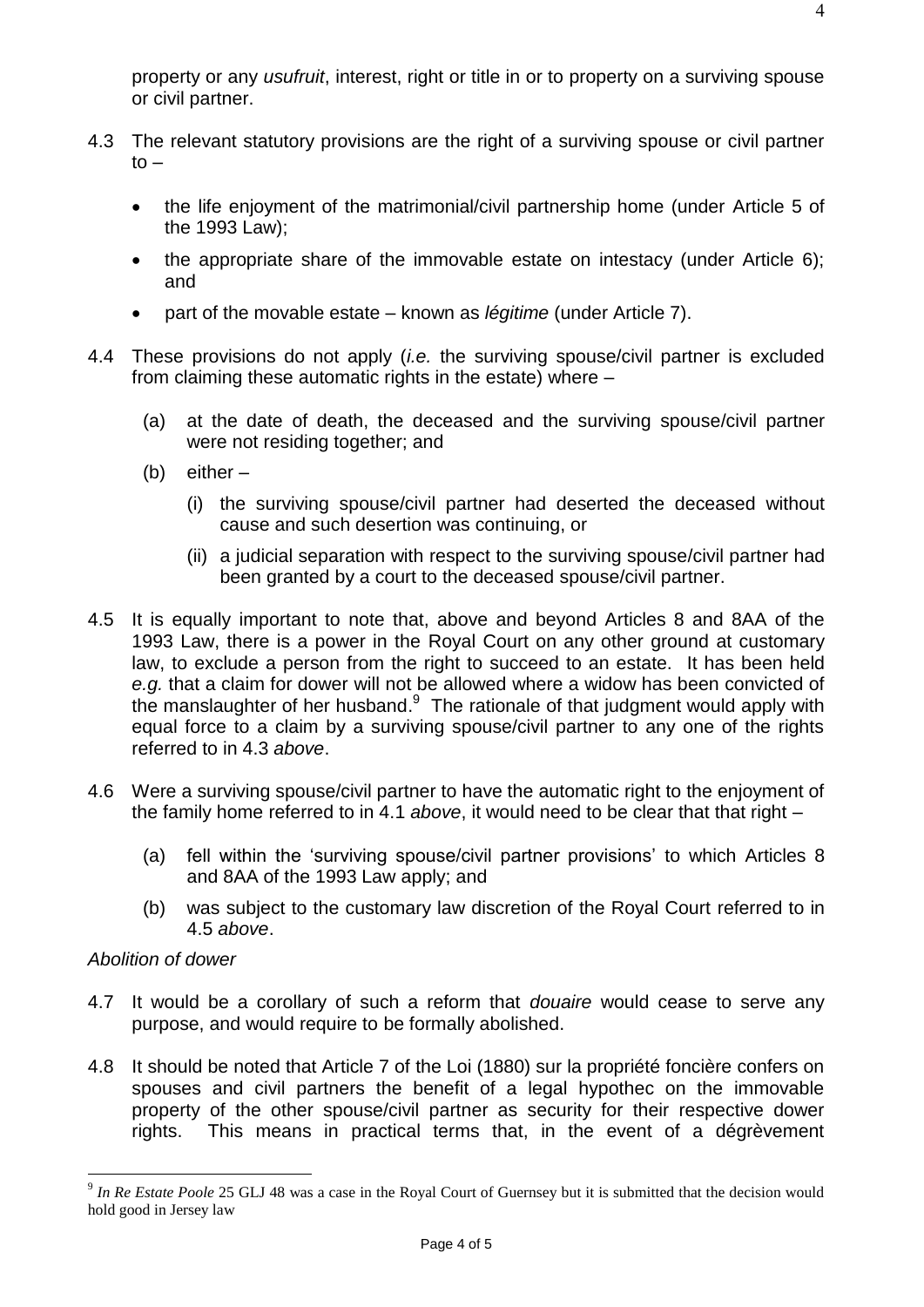property or any *usufruit*, interest, right or title in or to property on a surviving spouse or civil partner.

4.3 The relevant statutory provisions are the right of a surviving spouse or civil partner to –

- the life enjoyment of the matrimonial/civil partnership home (under Article 5 of the 1993 Law);
- the appropriate share of the immovable estate on intestacy (under Article 6); and
- part of the movable estate – known as *légitime* (under Article 7).

4.4 These provisions do not apply (*i.e.* the surviving spouse/civil partner is excluded from claiming these automatic rights in the estate) where –

(a) at the date of death, the deceased and the surviving spouse/civil partner were not residing together; and

(b) either –

(i) the surviving spouse/civil partner had deserted the deceased without cause and such desertion was continuing, or

(ii) a judicial separation with respect to the surviving spouse/civil partner had been granted by a court to the deceased spouse/civil partner.

4.5 It is equally important to note that, above and beyond Articles 8 and 8AA of the 1993 Law, there is a power in the Royal Court on any other ground at customary law, to exclude a person from the right to succeed to an estate. It has been held *e.g.* that a claim for dower will not be allowed where a widow has been convicted of the manslaughter of her husband.[9] The rationale of that judgment would apply with equal force to a claim by a surviving spouse/civil partner to any one of the rights referred to in 4.3 *above*.

4.6 Were a surviving spouse/civil partner to have the automatic right to the enjoyment of the family home referred to in 4.1 *above*, it would need to be clear that that right –

(a) fell within the 'surviving spouse/civil partner provisions' to which Articles 8 and 8AA of the 1993 Law apply; and

(b) was subject to the customary law discretion of the Royal Court referred to in 4.5 *above*.

*Abolition of dower*

4.7 It would be a corollary of such a reform that *douaire* would cease to serve any purpose, and would require to be formally abolished.

4.8 It should be noted that Article 7 of the Loi (1880) sur la propriété foncière confers on spouses and civil partners the benefit of a legal hypothec on the immovable property of the other spouse/civil partner as security for their respective dower rights. This means in practical terms that, in the event of a dégrèvement

---

[9] *In Re Estate Poole* 25 GLJ 48 was a case in the Royal Court of Guernsey but it is submitted that the decision would hold good in Jersey law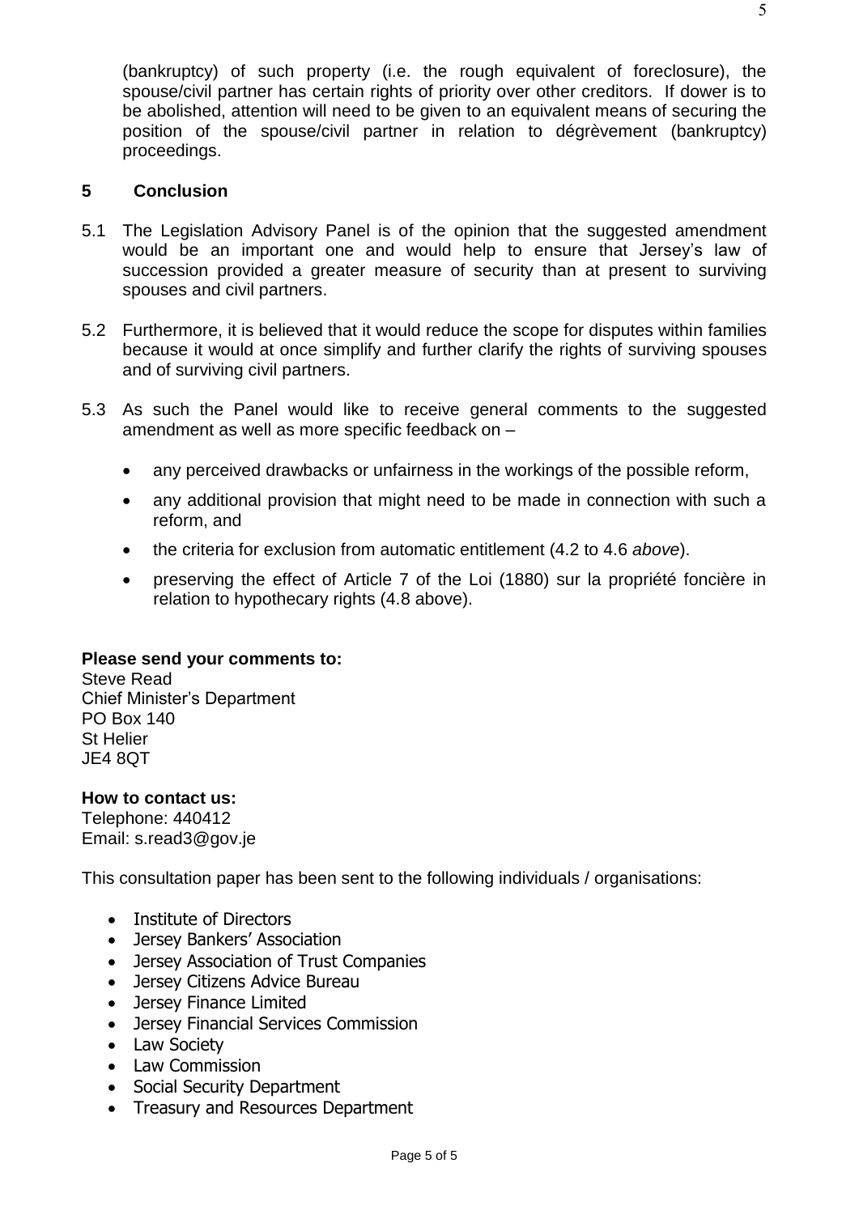(bankruptcy) of such property (i.e. the rough equivalent of foreclosure), the spouse/civil partner has certain rights of priority over other creditors. If dower is to be abolished, attention will need to be given to an equivalent means of securing the position of the spouse/civil partner in relation to dégrèvement (bankruptcy) proceedings.

## 5 Conclusion

5.1 The Legislation Advisory Panel is of the opinion that the suggested amendment would be an important one and would help to ensure that Jersey's law of succession provided a greater measure of security than at present to surviving spouses and civil partners.

5.2 Furthermore, it is believed that it would reduce the scope for disputes within families because it would at once simplify and further clarify the rights of surviving spouses and of surviving civil partners.

5.3 As such the Panel would like to receive general comments to the suggested amendment as well as more specific feedback on –

- any perceived drawbacks or unfairness in the workings of the possible reform,
- any additional provision that might need to be made in connection with such a reform, and
- the criteria for exclusion from automatic entitlement (4.2 to 4.6 *above*).
- preserving the effect of Article 7 of the Loi (1880) sur la propriété foncière in relation to hypothecary rights (4.8 above).

**Please send your comments to:**
Steve Read
Chief Minister's Department
PO Box 140
St Helier
JE4 8QT

**How to contact us:**
Telephone: 440412
Email: s.read3@gov.je

This consultation paper has been sent to the following individuals / organisations:

- Institute of Directors
- Jersey Bankers' Association
- Jersey Association of Trust Companies
- Jersey Citizens Advice Bureau
- Jersey Finance Limited
- Jersey Financial Services Commission
- Law Society
- Law Commission
- Social Security Department
- Treasury and Resources Department